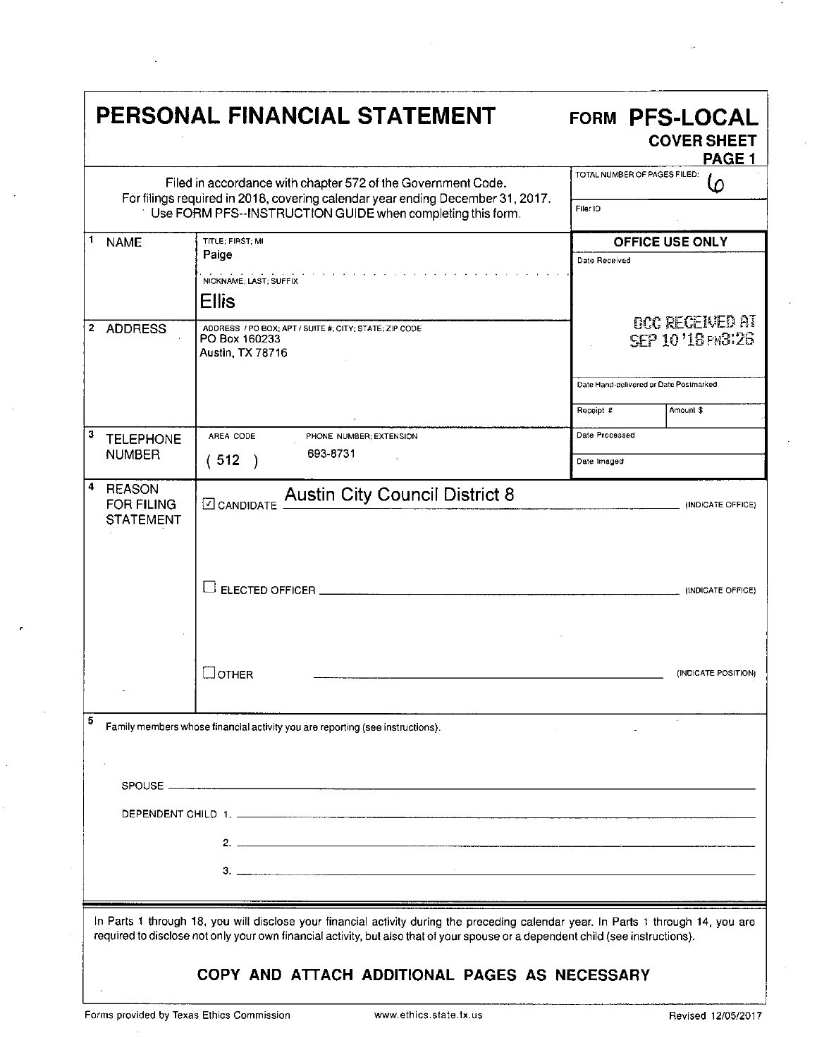# PERSONAL FINANCIAL STATEMENT

## FORM PFS-LOCAL

**COVER SHEET**
**PAGE 1**

Filed in accordance with chapter 572 of the Government Code.
For filings required in 2018, covering calendar year ending December 31, 2017.
Use FORM PFS--INSTRUCTION GUIDE when completing this form.

TOTAL NUMBER OF PAGES FILED: 6

Filer ID

| | | |
|---|---|---|
| **1 NAME** | TITLE; FIRST; MI: Paige<br>NICKNAME; LAST; SUFFIX: **Ellis** | **OFFICE USE ONLY**<br>Date Received<br>OCC RECEIVED AT SEP 10 '18 PM3:26 |
| **2 ADDRESS** | ADDRESS / PO BOX; APT / SUITE #; CITY; STATE; ZIP CODE<br>PO Box 160233<br>Austin, TX 78716 | Date Hand-delivered or Date Postmarked<br>Receipt # / Amount $ |
| **3 TELEPHONE NUMBER** | AREA CODE: ( 512 )<br>PHONE NUMBER; EXTENSION: 693-8731 | Date Processed<br>Date Imaged |

**4 REASON FOR FILING STATEMENT**

- ☑ CANDIDATE Austin City Council District 8 (INDICATE OFFICE)
- ☐ ELECTED OFFICER ______ (INDICATE OFFICE)
- ☐ OTHER ______ (INDICATE POSITION)

**5** Family members whose financial activity you are reporting (see instructions).

SPOUSE ______

DEPENDENT CHILD 1. ______

2. ______

3. ______

In Parts 1 through 18, you will disclose your financial activity during the preceding calendar year. In Parts 1 through 14, you are required to disclose not only your own financial activity, but also that of your spouse or a dependent child (see instructions).

**COPY AND ATTACH ADDITIONAL PAGES AS NECESSARY**

Forms provided by Texas Ethics Commission www.ethics.state.tx.us Revised 12/05/2017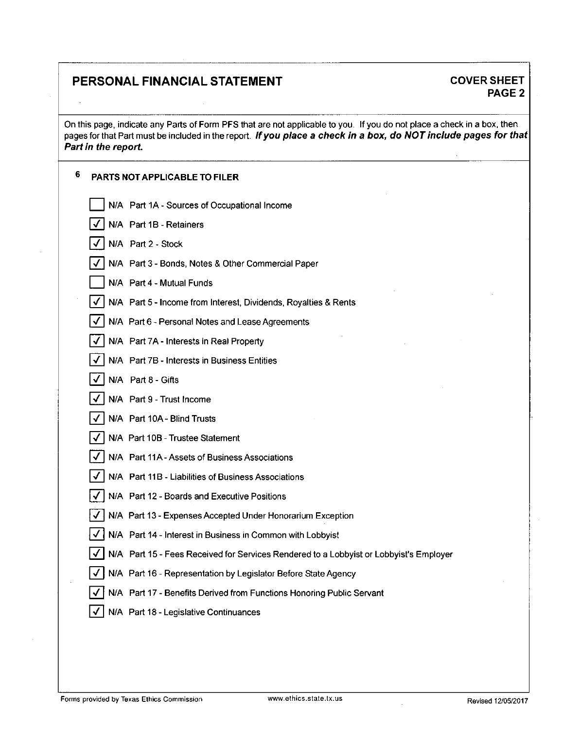# PERSONAL FINANCIAL STATEMENT

**COVER SHEET PAGE 2**

On this page, indicate any Parts of Form PFS that are not applicable to you. If you do not place a check in a box, then pages for that Part must be included in the report. ***If you place a check in a box, do NOT include pages for that Part in the report.***

## 6 PARTS NOT APPLICABLE TO FILER

- [ ] N/A Part 1A - Sources of Occupational Income
- [x] N/A Part 1B - Retainers
- [x] N/A Part 2 - Stock
- [x] N/A Part 3 - Bonds, Notes & Other Commercial Paper
- [ ] N/A Part 4 - Mutual Funds
- [x] N/A Part 5 - Income from Interest, Dividends, Royalties & Rents
- [x] N/A Part 6 - Personal Notes and Lease Agreements
- [x] N/A Part 7A - Interests in Real Property
- [x] N/A Part 7B - Interests in Business Entities
- [x] N/A Part 8 - Gifts
- [x] N/A Part 9 - Trust Income
- [x] N/A Part 10A - Blind Trusts
- [x] N/A Part 10B - Trustee Statement
- [x] N/A Part 11A - Assets of Business Associations
- [x] N/A Part 11B - Liabilities of Business Associations
- [x] N/A Part 12 - Boards and Executive Positions
- [x] N/A Part 13 - Expenses Accepted Under Honorarium Exception
- [x] N/A Part 14 - Interest in Business in Common with Lobbyist
- [x] N/A Part 15 - Fees Received for Services Rendered to a Lobbyist or Lobbyist's Employer
- [x] N/A Part 16 - Representation by Legislator Before State Agency
- [x] N/A Part 17 - Benefits Derived from Functions Honoring Public Servant
- [x] N/A Part 18 - Legislative Continuances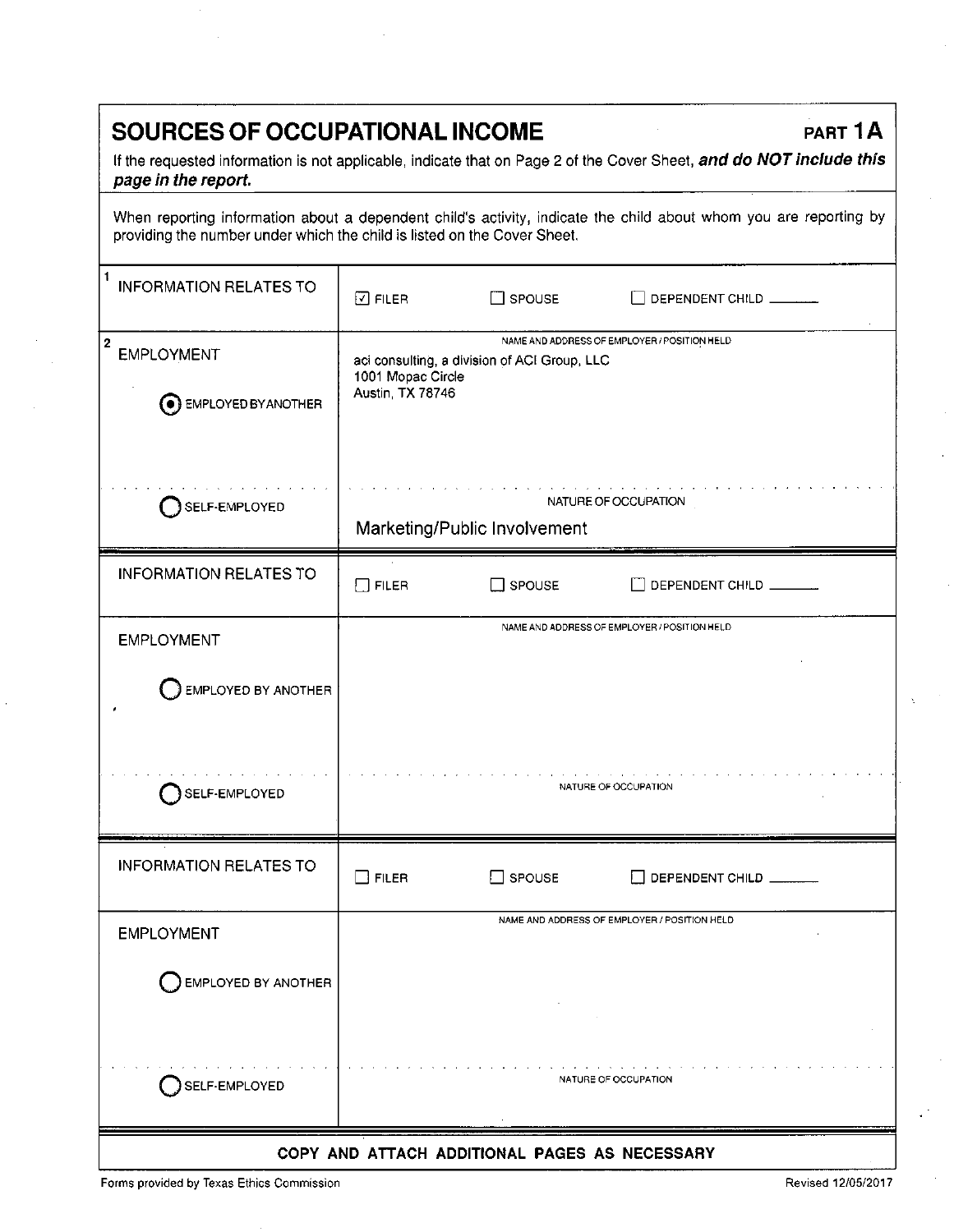# SOURCES OF OCCUPATIONAL INCOME

**PART 1A**

If the requested information is not applicable, indicate that on Page 2 of the Cover Sheet, ***and do NOT include this page in the report.***

When reporting information about a dependent child's activity, indicate the child about whom you are reporting by providing the number under which the child is listed on the Cover Sheet.

| | |
|---|---|
| 1 INFORMATION RELATES TO | ☑ FILER ☐ SPOUSE ☐ DEPENDENT CHILD ______ |
| 2 EMPLOYMENT<br>◉ EMPLOYED BY ANOTHER | NAME AND ADDRESS OF EMPLOYER / POSITION HELD<br>aci consulting, a division of ACI Group, LLC<br>1001 Mopac Circle<br>Austin, TX 78746 |
| ◯ SELF-EMPLOYED | NATURE OF OCCUPATION<br>Marketing/Public Involvement |
| INFORMATION RELATES TO | ☐ FILER ☐ SPOUSE ☐ DEPENDENT CHILD ______ |
| EMPLOYMENT<br>◯ EMPLOYED BY ANOTHER | NAME AND ADDRESS OF EMPLOYER / POSITION HELD |
| ◯ SELF-EMPLOYED | NATURE OF OCCUPATION |
| INFORMATION RELATES TO | ☐ FILER ☐ SPOUSE ☐ DEPENDENT CHILD ______ |
| EMPLOYMENT<br>◯ EMPLOYED BY ANOTHER | NAME AND ADDRESS OF EMPLOYER / POSITION HELD |
| ◯ SELF-EMPLOYED | NATURE OF OCCUPATION |

**COPY AND ATTACH ADDITIONAL PAGES AS NECESSARY**

Forms provided by Texas Ethics Commission Revised 12/05/2017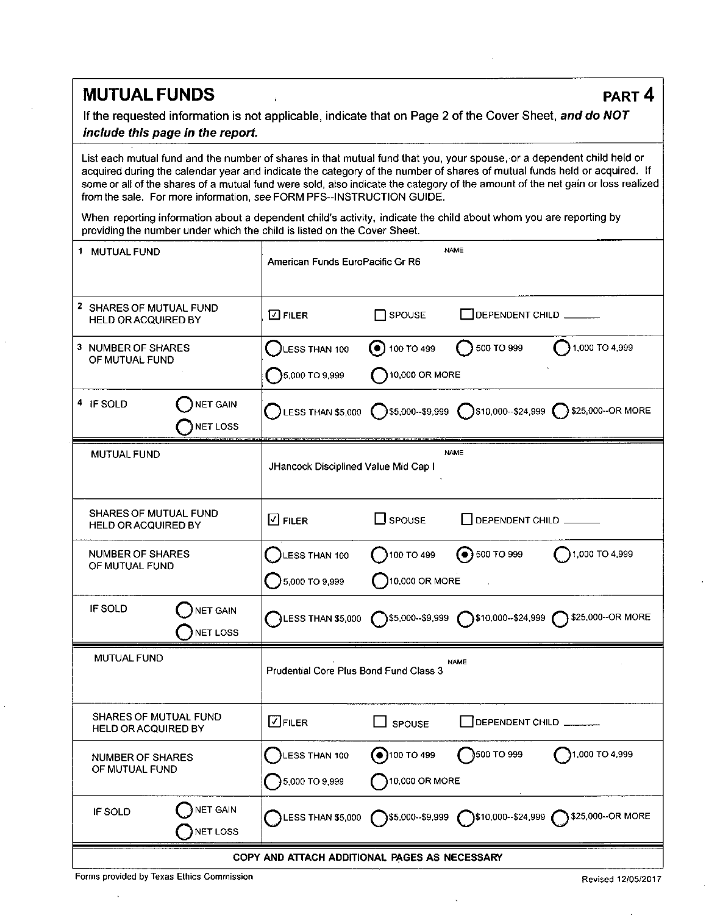## MUTUAL FUNDS

**PART 4**

If the requested information is not applicable, indicate that on Page 2 of the Cover Sheet, ***and do NOT include this page in the report.***

List each mutual fund and the number of shares in that mutual fund that you, your spouse, or a dependent child held or acquired during the calendar year and indicate the category of the number of shares of mutual funds held or acquired. If some or all of the shares of a mutual fund were sold, also indicate the category of the amount of the net gain or loss realized from the sale. For more information, *see* FORM PFS--INSTRUCTION GUIDE.

When reporting information about a dependent child's activity, indicate the child about whom you are reporting by providing the number under which the child is listed on the Cover Sheet.

| | |
|---|---|
| 1 MUTUAL FUND | NAME: American Funds EuroPacific Gr R6 |
| 2 SHARES OF MUTUAL FUND HELD OR ACQUIRED BY | ☑ FILER ☐ SPOUSE ☐ DEPENDENT CHILD ______ |
| 3 NUMBER OF SHARES OF MUTUAL FUND | ○ LESS THAN 100 ◉ 100 TO 499 ○ 500 TO 999 ○ 1,000 TO 4,999 ○ 5,000 TO 9,999 ○ 10,000 OR MORE |
| 4 IF SOLD ○ NET GAIN ○ NET LOSS | ○ LESS THAN $5,000 ○ $5,000--$9,999 ○ $10,000--$24,999 ○ $25,000--OR MORE |

| | |
|---|---|
| MUTUAL FUND | NAME: JHancock Disciplined Value Mid Cap I |
| SHARES OF MUTUAL FUND HELD OR ACQUIRED BY | ☑ FILER ☐ SPOUSE ☐ DEPENDENT CHILD ______ |
| NUMBER OF SHARES OF MUTUAL FUND | ○ LESS THAN 100 ○ 100 TO 499 ◉ 500 TO 999 ○ 1,000 TO 4,999 ○ 5,000 TO 9,999 ○ 10,000 OR MORE |
| IF SOLD ○ NET GAIN ○ NET LOSS | ○ LESS THAN $5,000 ○ $5,000--$9,999 ○ $10,000--$24,999 ○ $25,000--OR MORE |

| | |
|---|---|
| MUTUAL FUND | NAME: Prudential Core Plus Bond Fund Class 3 |
| SHARES OF MUTUAL FUND HELD OR ACQUIRED BY | ☑ FILER ☐ SPOUSE ☐ DEPENDENT CHILD ______ |
| NUMBER OF SHARES OF MUTUAL FUND | ○ LESS THAN 100 ◉ 100 TO 499 ○ 500 TO 999 ○ 1,000 TO 4,999 ○ 5,000 TO 9,999 ○ 10,000 OR MORE |
| IF SOLD ○ NET GAIN ○ NET LOSS | ○ LESS THAN $5,000 ○ $5,000--$9,999 ○ $10,000--$24,999 ○ $25,000--OR MORE |

**COPY AND ATTACH ADDITIONAL PAGES AS NECESSARY**

Forms provided by Texas Ethics Commission

Revised 12/05/2017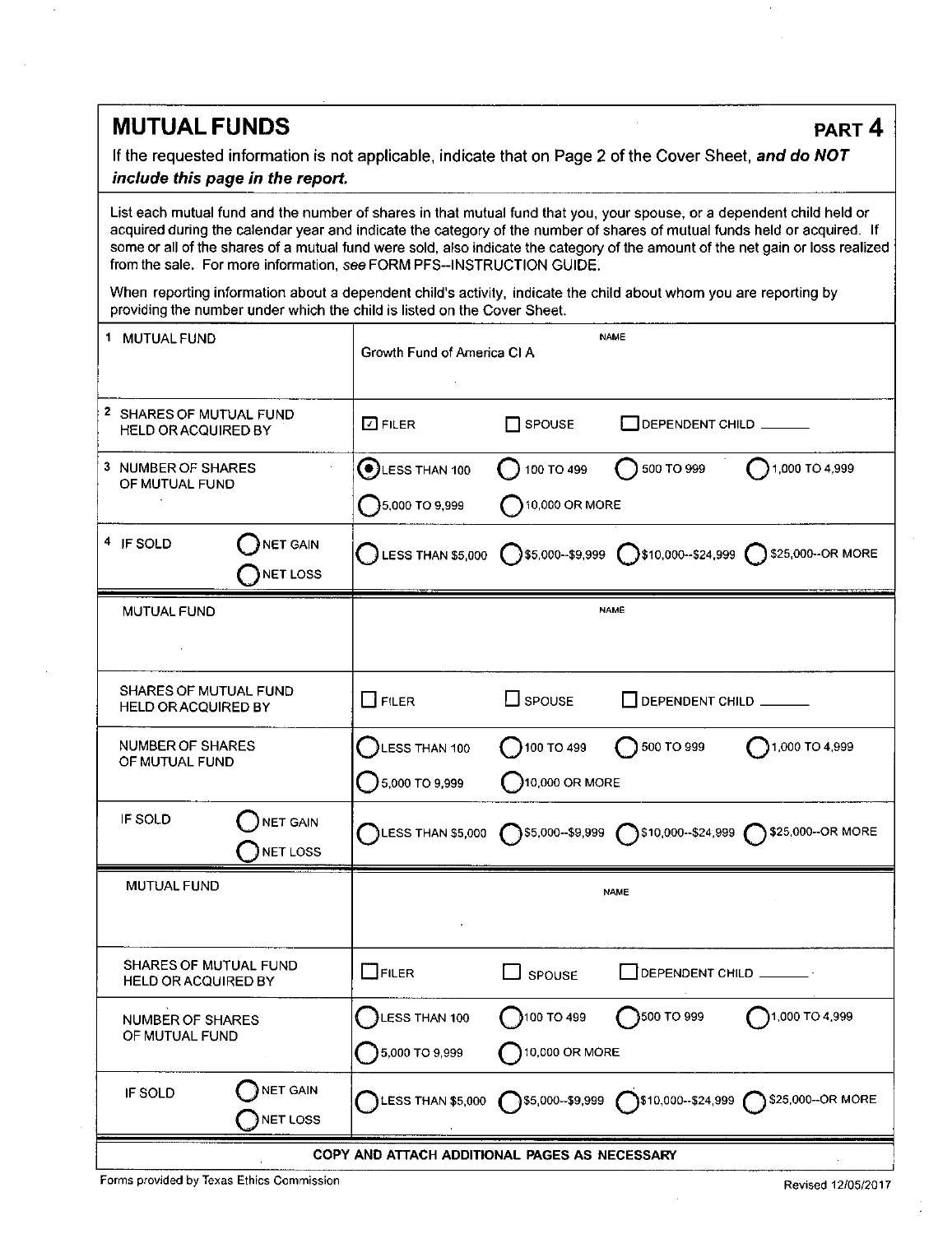## MUTUAL FUNDS

**PART 4**

If the requested information is not applicable, indicate that on Page 2 of the Cover Sheet, ***and do NOT include this page in the report.***

List each mutual fund and the number of shares in that mutual fund that you, your spouse, or a dependent child held or acquired during the calendar year and indicate the category of the number of shares of mutual funds held or acquired. If some or all of the shares of a mutual fund were sold, also indicate the category of the amount of the net gain or loss realized from the sale. For more information, *see* FORM PFS--INSTRUCTION GUIDE.

When reporting information about a dependent child's activity, indicate the child about whom you are reporting by providing the number under which the child is listed on the Cover Sheet.

| | |
|---|---|
| 1 MUTUAL FUND | NAME: Growth Fund of America Cl A |
| 2 SHARES OF MUTUAL FUND HELD OR ACQUIRED BY | ☑ FILER ☐ SPOUSE ☐ DEPENDENT CHILD ______ |
| 3 NUMBER OF SHARES OF MUTUAL FUND | ◉ LESS THAN 100 ○ 100 TO 499 ○ 500 TO 999 ○ 1,000 TO 4,999 ○ 5,000 TO 9,999 ○ 10,000 OR MORE |
| 4 IF SOLD ○ NET GAIN ○ NET LOSS | ○ LESS THAN $5,000 ○ $5,000--$9,999 ○ $10,000--$24,999 ○ $25,000--OR MORE |

| | |
|---|---|
| MUTUAL FUND | NAME: |
| SHARES OF MUTUAL FUND HELD OR ACQUIRED BY | ☐ FILER ☐ SPOUSE ☐ DEPENDENT CHILD ______ |
| NUMBER OF SHARES OF MUTUAL FUND | ○ LESS THAN 100 ○ 100 TO 499 ○ 500 TO 999 ○ 1,000 TO 4,999 ○ 5,000 TO 9,999 ○ 10,000 OR MORE |
| IF SOLD ○ NET GAIN ○ NET LOSS | ○ LESS THAN $5,000 ○ $5,000--$9,999 ○ $10,000--$24,999 ○ $25,000--OR MORE |

| | |
|---|---|
| MUTUAL FUND | NAME: |
| SHARES OF MUTUAL FUND HELD OR ACQUIRED BY | ☐ FILER ☐ SPOUSE ☐ DEPENDENT CHILD ______ |
| NUMBER OF SHARES OF MUTUAL FUND | ○ LESS THAN 100 ○ 100 TO 499 ○ 500 TO 999 ○ 1,000 TO 4,999 ○ 5,000 TO 9,999 ○ 10,000 OR MORE |
| IF SOLD ○ NET GAIN ○ NET LOSS | ○ LESS THAN $5,000 ○ $5,000--$9,999 ○ $10,000--$24,999 ○ $25,000--OR MORE |

**COPY AND ATTACH ADDITIONAL PAGES AS NECESSARY**

Forms provided by Texas Ethics Commission

Revised 12/05/2017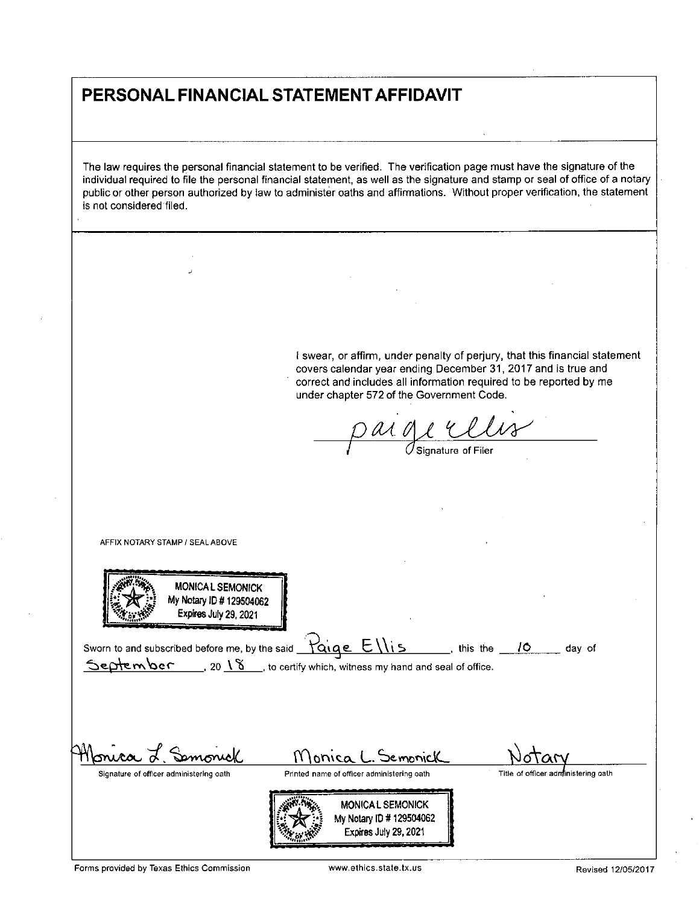# PERSONAL FINANCIAL STATEMENT AFFIDAVIT

The law requires the personal financial statement to be verified. The verification page must have the signature of the individual required to file the personal financial statement, as well as the signature and stamp or seal of office of a notary public or other person authorized by law to administer oaths and affirmations. Without proper verification, the statement is not considered filed.

I swear, or affirm, under penalty of perjury, that this financial statement covers calendar year ending December 31, 2017 and is true and correct and includes all information required to be reported by me under chapter 572 of the Government Code.

paige ellis

Signature of Filer

AFFIX NOTARY STAMP / SEAL ABOVE

MONICA L SEMONICK
My Notary ID # 129504062
Expires July 29, 2021

Sworn to and subscribed before me, by the said Paige Ellis, this the 10 day of September, 20 18, to certify which, witness my hand and seal of office.

| Monica L. Semonick | Monica L. Semonick | Notary |
|---|---|---|
| Signature of officer administering oath | Printed name of officer administering oath | Title of officer administering oath |

MONICA L SEMONICK
My Notary ID # 129504062
Expires July 29, 2021

Forms provided by Texas Ethics Commission www.ethics.state.tx.us Revised 12/05/2017